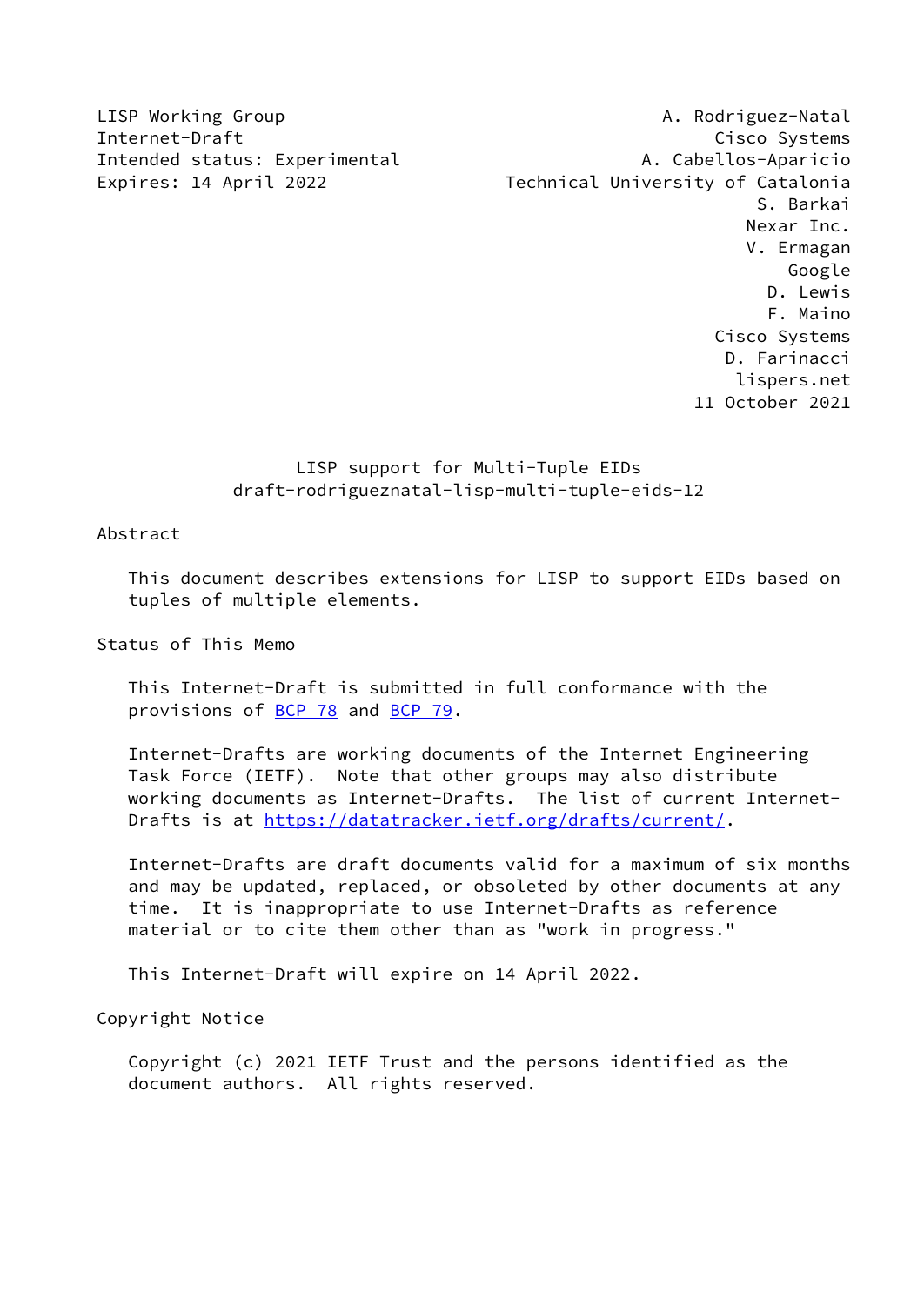LISP Working Group A. Rodriguez-Natal
Internet-Draft Cisco Systems
Intended status: Experimental A. Cabellos-Aparicio
Expires: 14 April 2022 Technical University of Catalonia
S. Barkai
Nexar Inc.
V. Ermagan
Google
D. Lewis
F. Maino
Cisco Systems
D. Farinacci
lispers.net
11 October 2021

# LISP support for Multi-Tuple EIDs
## draft-rodrigueznatal-lisp-multi-tuple-eids-12

## Abstract

This document describes extensions for LISP to support EIDs based on tuples of multiple elements.

## Status of This Memo

This Internet-Draft is submitted in full conformance with the provisions of BCP 78 and BCP 79.

Internet-Drafts are working documents of the Internet Engineering Task Force (IETF). Note that other groups may also distribute working documents as Internet-Drafts. The list of current Internet-Drafts is at https://datatracker.ietf.org/drafts/current/.

Internet-Drafts are draft documents valid for a maximum of six months and may be updated, replaced, or obsoleted by other documents at any time. It is inappropriate to use Internet-Drafts as reference material or to cite them other than as "work in progress."

This Internet-Draft will expire on 14 April 2022.

## Copyright Notice

Copyright (c) 2021 IETF Trust and the persons identified as the document authors. All rights reserved.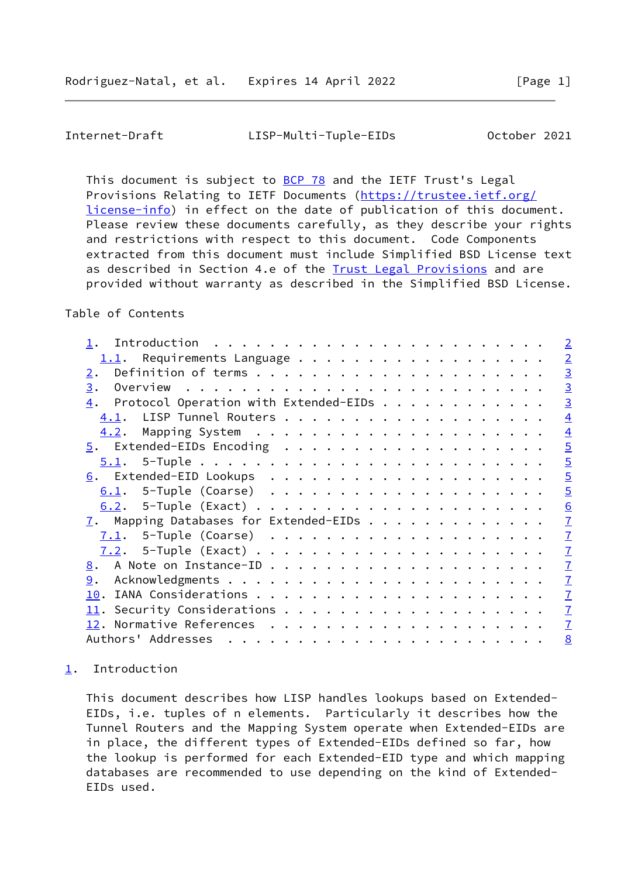This document is subject to BCP 78 and the IETF Trust's Legal Provisions Relating to IETF Documents (https://trustee.ietf.org/license-info) in effect on the date of publication of this document. Please review these documents carefully, as they describe your rights and restrictions with respect to this document. Code Components extracted from this document must include Simplified BSD License text as described in Section 4.e of the Trust Legal Provisions and are provided without warranty as described in the Simplified BSD License.

## Table of Contents

```
1.  Introduction . . . . . . . . . . . . . . . . . . . . . . . .   2
  1.1.  Requirements Language . . . . . . . . . . . . . . . . . .   2
2.  Definition of terms . . . . . . . . . . . . . . . . . . . . .   3
3.  Overview  . . . . . . . . . . . . . . . . . . . . . . . . . .   3
4.  Protocol Operation with Extended-EIDs . . . . . . . . . . . .   3
  4.1.  LISP Tunnel Routers . . . . . . . . . . . . . . . . . . .   4
  4.2.  Mapping System  . . . . . . . . . . . . . . . . . . . . .   4
5.  Extended-EIDs Encoding  . . . . . . . . . . . . . . . . . . .   5
  5.1.  5-Tuple . . . . . . . . . . . . . . . . . . . . . . . . .   5
6.  Extended-EID Lookups  . . . . . . . . . . . . . . . . . . . .   5
  6.1.  5-Tuple (Coarse)  . . . . . . . . . . . . . . . . . . . .   5
  6.2.  5-Tuple (Exact) . . . . . . . . . . . . . . . . . . . . .   6
7.  Mapping Databases for Extended-EIDs . . . . . . . . . . . . .   7
  7.1.  5-Tuple (Coarse)  . . . . . . . . . . . . . . . . . . . .   7
  7.2.  5-Tuple (Exact) . . . . . . . . . . . . . . . . . . . . .   7
8.  A Note on Instance-ID . . . . . . . . . . . . . . . . . . . .   7
9.  Acknowledgments . . . . . . . . . . . . . . . . . . . . . . .   7
10. IANA Considerations . . . . . . . . . . . . . . . . . . . . .   7
11. Security Considerations . . . . . . . . . . . . . . . . . . .   7
12. Normative References  . . . . . . . . . . . . . . . . . . . .   7
Authors' Addresses  . . . . . . . . . . . . . . . . . . . . . . .   8
```

## 1. Introduction

This document describes how LISP handles lookups based on Extended-EIDs, i.e. tuples of n elements. Particularly it describes how the Tunnel Routers and the Mapping System operate when Extended-EIDs are in place, the different types of Extended-EIDs defined so far, how the lookup is performed for each Extended-EID type and which mapping databases are recommended to use depending on the kind of Extended-EIDs used.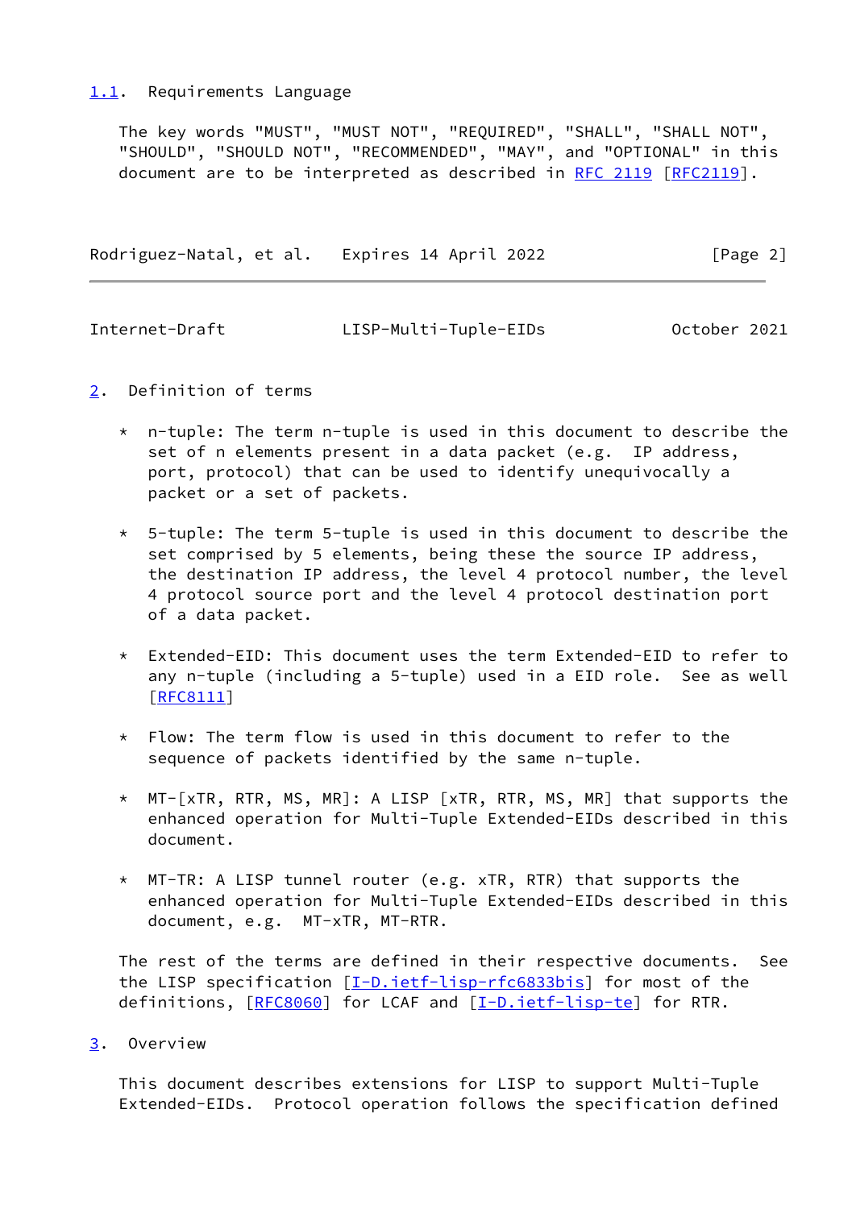## 1.1. Requirements Language

The key words "MUST", "MUST NOT", "REQUIRED", "SHALL", "SHALL NOT", "SHOULD", "SHOULD NOT", "RECOMMENDED", "MAY", and "OPTIONAL" in this document are to be interpreted as described in RFC 2119 [RFC2119].

# 2. Definition of terms

* n-tuple: The term n-tuple is used in this document to describe the set of n elements present in a data packet (e.g. IP address, port, protocol) that can be used to identify unequivocally a packet or a set of packets.

* 5-tuple: The term 5-tuple is used in this document to describe the set comprised by 5 elements, being these the source IP address, the destination IP address, the level 4 protocol number, the level 4 protocol source port and the level 4 protocol destination port of a data packet.

* Extended-EID: This document uses the term Extended-EID to refer to any n-tuple (including a 5-tuple) used in a EID role. See as well [RFC8111]

* Flow: The term flow is used in this document to refer to the sequence of packets identified by the same n-tuple.

* MT-[xTR, RTR, MS, MR]: A LISP [xTR, RTR, MS, MR] that supports the enhanced operation for Multi-Tuple Extended-EIDs described in this document.

* MT-TR: A LISP tunnel router (e.g. xTR, RTR) that supports the enhanced operation for Multi-Tuple Extended-EIDs described in this document, e.g. MT-xTR, MT-RTR.

The rest of the terms are defined in their respective documents. See the LISP specification [I-D.ietf-lisp-rfc6833bis] for most of the definitions, [RFC8060] for LCAF and [I-D.ietf-lisp-te] for RTR.

# 3. Overview

This document describes extensions for LISP to support Multi-Tuple Extended-EIDs. Protocol operation follows the specification defined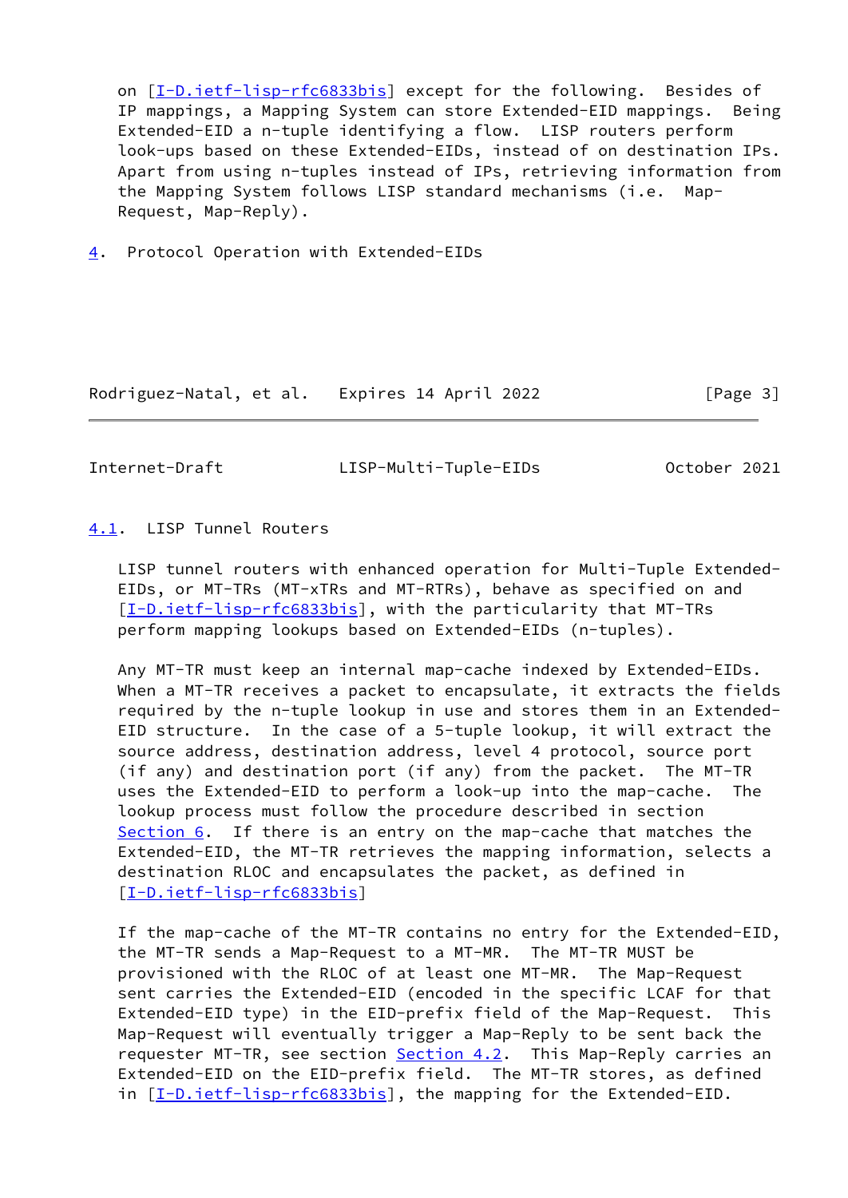on [I-D.ietf-lisp-rfc6833bis] except for the following. Besides of IP mappings, a Mapping System can store Extended-EID mappings. Being Extended-EID a n-tuple identifying a flow. LISP routers perform look-ups based on these Extended-EIDs, instead of on destination IPs. Apart from using n-tuples instead of IPs, retrieving information from the Mapping System follows LISP standard mechanisms (i.e. Map-Request, Map-Reply).

## 4. Protocol Operation with Extended-EIDs

### 4.1. LISP Tunnel Routers

LISP tunnel routers with enhanced operation for Multi-Tuple Extended-EIDs, or MT-TRs (MT-xTRs and MT-RTRs), behave as specified on and [I-D.ietf-lisp-rfc6833bis], with the particularity that MT-TRs perform mapping lookups based on Extended-EIDs (n-tuples).

Any MT-TR must keep an internal map-cache indexed by Extended-EIDs. When a MT-TR receives a packet to encapsulate, it extracts the fields required by the n-tuple lookup in use and stores them in an Extended-EID structure. In the case of a 5-tuple lookup, it will extract the source address, destination address, level 4 protocol, source port (if any) and destination port (if any) from the packet. The MT-TR uses the Extended-EID to perform a look-up into the map-cache. The lookup process must follow the procedure described in section Section 6. If there is an entry on the map-cache that matches the Extended-EID, the MT-TR retrieves the mapping information, selects a destination RLOC and encapsulates the packet, as defined in [I-D.ietf-lisp-rfc6833bis]

If the map-cache of the MT-TR contains no entry for the Extended-EID, the MT-TR sends a Map-Request to a MT-MR. The MT-TR MUST be provisioned with the RLOC of at least one MT-MR. The Map-Request sent carries the Extended-EID (encoded in the specific LCAF for that Extended-EID type) in the EID-prefix field of the Map-Request. This Map-Request will eventually trigger a Map-Reply to be sent back the requester MT-TR, see section Section 4.2. This Map-Reply carries an Extended-EID on the EID-prefix field. The MT-TR stores, as defined in [I-D.ietf-lisp-rfc6833bis], the mapping for the Extended-EID.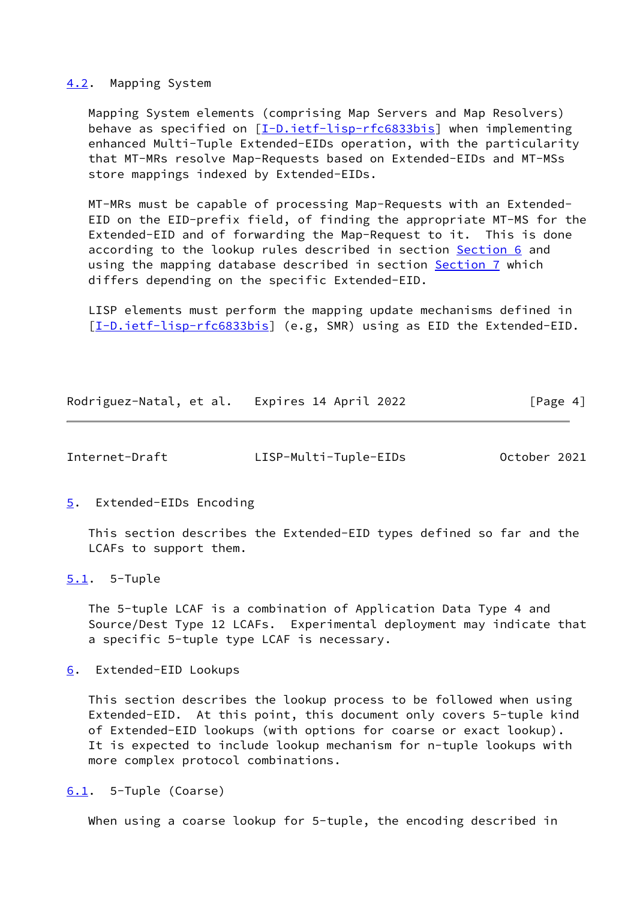## 4.2. Mapping System

Mapping System elements (comprising Map Servers and Map Resolvers) behave as specified on [I-D.ietf-lisp-rfc6833bis] when implementing enhanced Multi-Tuple Extended-EIDs operation, with the particularity that MT-MRs resolve Map-Requests based on Extended-EIDs and MT-MSs store mappings indexed by Extended-EIDs.

MT-MRs must be capable of processing Map-Requests with an Extended-EID on the EID-prefix field, of finding the appropriate MT-MS for the Extended-EID and of forwarding the Map-Request to it. This is done according to the lookup rules described in section Section 6 and using the mapping database described in section Section 7 which differs depending on the specific Extended-EID.

LISP elements must perform the mapping update mechanisms defined in [I-D.ietf-lisp-rfc6833bis] (e.g, SMR) using as EID the Extended-EID.

# 5. Extended-EIDs Encoding

This section describes the Extended-EID types defined so far and the LCAFs to support them.

## 5.1. 5-Tuple

The 5-tuple LCAF is a combination of Application Data Type 4 and Source/Dest Type 12 LCAFs. Experimental deployment may indicate that a specific 5-tuple type LCAF is necessary.

# 6. Extended-EID Lookups

This section describes the lookup process to be followed when using Extended-EID. At this point, this document only covers 5-tuple kind of Extended-EID lookups (with options for coarse or exact lookup). It is expected to include lookup mechanism for n-tuple lookups with more complex protocol combinations.

## 6.1. 5-Tuple (Coarse)

When using a coarse lookup for 5-tuple, the encoding described in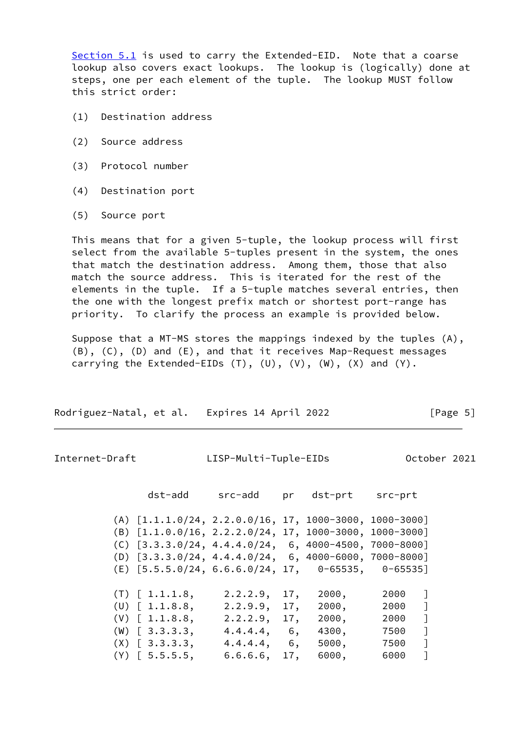Section 5.1 is used to carry the Extended-EID. Note that a coarse lookup also covers exact lookups. The lookup is (logically) done at steps, one per each element of the tuple. The lookup MUST follow this strict order:

(1) Destination address

(2) Source address

(3) Protocol number

(4) Destination port

(5) Source port

This means that for a given 5-tuple, the lookup process will first select from the available 5-tuples present in the system, the ones that match the destination address. Among them, those that also match the source address. This is iterated for the rest of the elements in the tuple. If a 5-tuple matches several entries, then the one with the longest prefix match or shortest port-range has priority. To clarify the process an example is provided below.

Suppose that a MT-MS stores the mappings indexed by the tuples (A), (B), (C), (D) and (E), and that it receives Map-Request messages carrying the Extended-EIDs (T), (U), (V), (W), (X) and (Y).

```
          dst-add     src-add    pr   dst-prt    src-prt

      (A) [1.1.1.0/24, 2.2.0.0/16, 17, 1000-3000, 1000-3000]
      (B) [1.1.0.0/16, 2.2.2.0/24, 17, 1000-3000, 1000-3000]
      (C) [3.3.3.0/24, 4.4.4.0/24,  6, 4000-4500, 7000-8000]
      (D) [3.3.3.0/24, 4.4.4.0/24,  6, 4000-6000, 7000-8000]
      (E) [5.5.5.0/24, 6.6.6.0/24, 17,   0-65535,   0-65535]

      (T) [ 1.1.1.8,     2.2.2.9,  17,   2000,      2000    ]
      (U) [ 1.1.8.8,     2.2.9.9,  17,   2000,      2000    ]
      (V) [ 1.1.8.8,     2.2.2.9,  17,   2000,      2000    ]
      (W) [ 3.3.3.3,     4.4.4.4,   6,   4300,      7500    ]
      (X) [ 3.3.3.3,     4.4.4.4,   6,   5000,      7500    ]
      (Y) [ 5.5.5.5,     6.6.6.6,  17,   6000,      6000    ]
```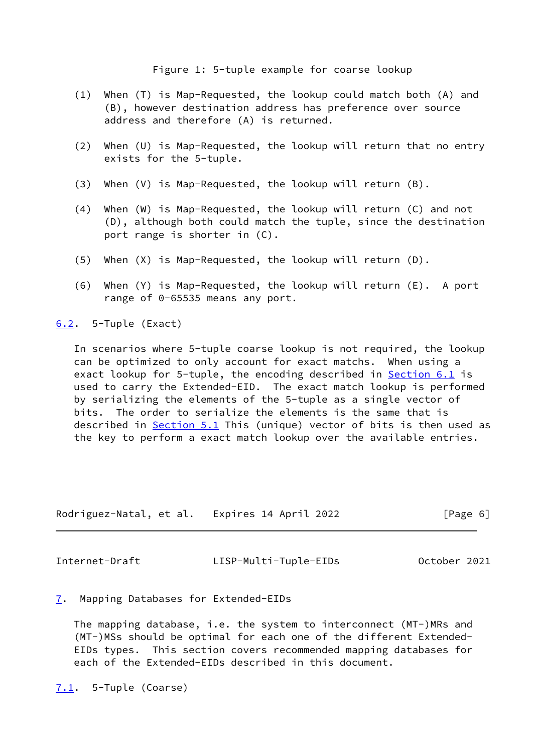Figure 1: 5-tuple example for coarse lookup

(1) When (T) is Map-Requested, the lookup could match both (A) and (B), however destination address has preference over source address and therefore (A) is returned.

(2) When (U) is Map-Requested, the lookup will return that no entry exists for the 5-tuple.

(3) When (V) is Map-Requested, the lookup will return (B).

(4) When (W) is Map-Requested, the lookup will return (C) and not (D), although both could match the tuple, since the destination port range is shorter in (C).

(5) When (X) is Map-Requested, the lookup will return (D).

(6) When (Y) is Map-Requested, the lookup will return (E). A port range of 0-65535 means any port.

### 6.2. 5-Tuple (Exact)

In scenarios where 5-tuple coarse lookup is not required, the lookup can be optimized to only account for exact matchs. When using a exact lookup for 5-tuple, the encoding described in Section 6.1 is used to carry the Extended-EID. The exact match lookup is performed by serializing the elements of the 5-tuple as a single vector of bits. The order to serialize the elements is the same that is described in Section 5.1 This (unique) vector of bits is then used as the key to perform a exact match lookup over the available entries.

## 7. Mapping Databases for Extended-EIDs

The mapping database, i.e. the system to interconnect (MT-)MRs and (MT-)MSs should be optimal for each one of the different Extended-EIDs types. This section covers recommended mapping databases for each of the Extended-EIDs described in this document.

### 7.1. 5-Tuple (Coarse)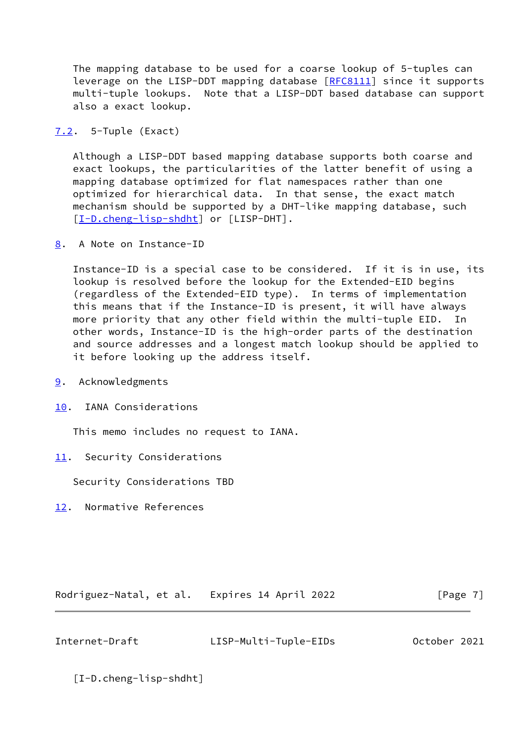The mapping database to be used for a coarse lookup of 5-tuples can leverage on the LISP-DDT mapping database [RFC8111] since it supports multi-tuple lookups. Note that a LISP-DDT based database can support also a exact lookup.

## 7.2. 5-Tuple (Exact)

Although a LISP-DDT based mapping database supports both coarse and exact lookups, the particularities of the latter benefit of using a mapping database optimized for flat namespaces rather than one optimized for hierarchical data. In that sense, the exact match mechanism should be supported by a DHT-like mapping database, such [I-D.cheng-lisp-shdht] or [LISP-DHT].

# 8. A Note on Instance-ID

Instance-ID is a special case to be considered. If it is in use, its lookup is resolved before the lookup for the Extended-EID begins (regardless of the Extended-EID type). In terms of implementation this means that if the Instance-ID is present, it will have always more priority that any other field within the multi-tuple EID. In other words, Instance-ID is the high-order parts of the destination and source addresses and a longest match lookup should be applied to it before looking up the address itself.

# 9. Acknowledgments

# 10. IANA Considerations

This memo includes no request to IANA.

# 11. Security Considerations

Security Considerations TBD

# 12. Normative References

[I-D.cheng-lisp-shdht]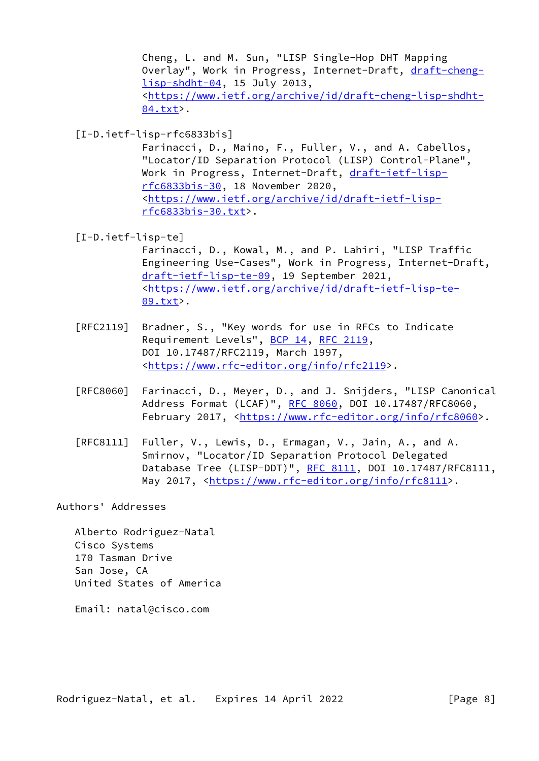Cheng, L. and M. Sun, "LISP Single-Hop DHT Mapping Overlay", Work in Progress, Internet-Draft, draft-cheng-lisp-shdht-04, 15 July 2013, <https://www.ietf.org/archive/id/draft-cheng-lisp-shdht-04.txt>.

[I-D.ietf-lisp-rfc6833bis]
Farinacci, D., Maino, F., Fuller, V., and A. Cabellos, "Locator/ID Separation Protocol (LISP) Control-Plane", Work in Progress, Internet-Draft, draft-ietf-lisp-rfc6833bis-30, 18 November 2020, <https://www.ietf.org/archive/id/draft-ietf-lisp-rfc6833bis-30.txt>.

[I-D.ietf-lisp-te]
Farinacci, D., Kowal, M., and P. Lahiri, "LISP Traffic Engineering Use-Cases", Work in Progress, Internet-Draft, draft-ietf-lisp-te-09, 19 September 2021, <https://www.ietf.org/archive/id/draft-ietf-lisp-te-09.txt>.

[RFC2119] Bradner, S., "Key words for use in RFCs to Indicate Requirement Levels", BCP 14, RFC 2119, DOI 10.17487/RFC2119, March 1997, <https://www.rfc-editor.org/info/rfc2119>.

[RFC8060] Farinacci, D., Meyer, D., and J. Snijders, "LISP Canonical Address Format (LCAF)", RFC 8060, DOI 10.17487/RFC8060, February 2017, <https://www.rfc-editor.org/info/rfc8060>.

[RFC8111] Fuller, V., Lewis, D., Ermagan, V., Jain, A., and A. Smirnov, "Locator/ID Separation Protocol Delegated Database Tree (LISP-DDT)", RFC 8111, DOI 10.17487/RFC8111, May 2017, <https://www.rfc-editor.org/info/rfc8111>.

## Authors' Addresses

Alberto Rodriguez-Natal
Cisco Systems
170 Tasman Drive
San Jose, CA
United States of America

Email: natal@cisco.com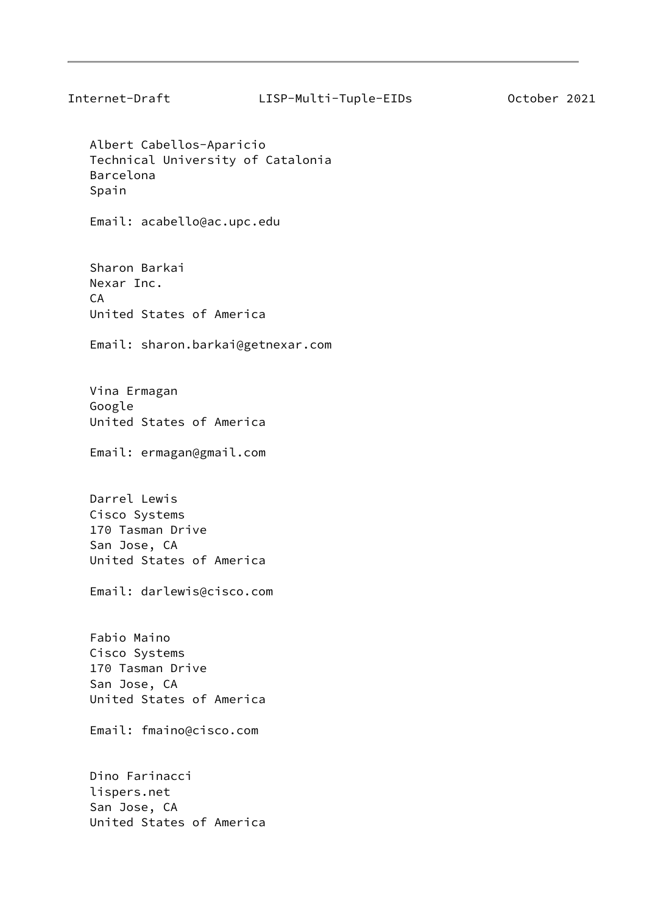Albert Cabellos-Aparicio
Technical University of Catalonia
Barcelona
Spain

Email: acabello@ac.upc.edu

Sharon Barkai
Nexar Inc.
CA
United States of America

Email: sharon.barkai@getnexar.com

Vina Ermagan
Google
United States of America

Email: ermagan@gmail.com

Darrel Lewis
Cisco Systems
170 Tasman Drive
San Jose, CA
United States of America

Email: darlewis@cisco.com

Fabio Maino
Cisco Systems
170 Tasman Drive
San Jose, CA
United States of America

Email: fmaino@cisco.com

Dino Farinacci
lispers.net
San Jose, CA
United States of America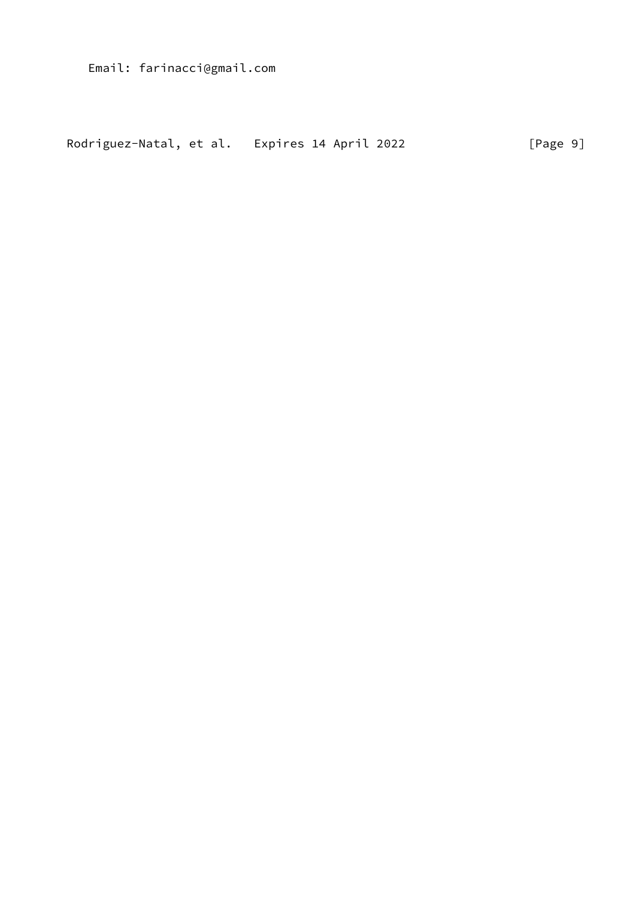Email: farinacci@gmail.com